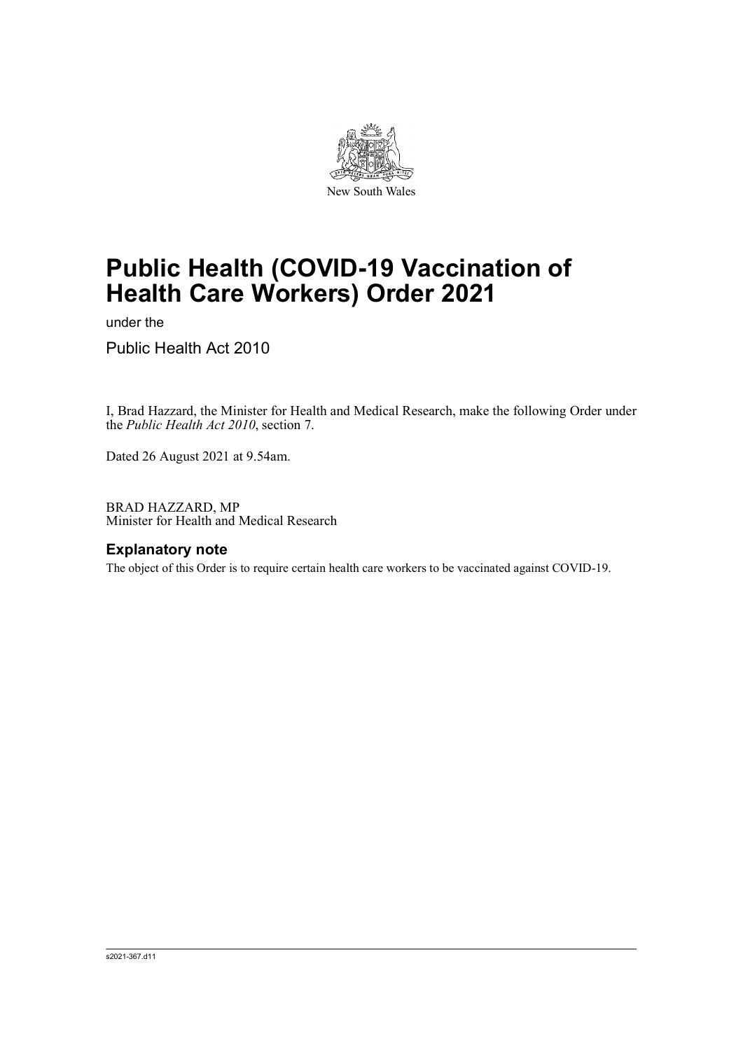New South Wales

# Public Health (COVID-19 Vaccination of Health Care Workers) Order 2021

under the

Public Health Act 2010

I, Brad Hazzard, the Minister for Health and Medical Research, make the following Order under the *Public Health Act 2010*, section 7.

Dated 26 August 2021 at 9.54am.

BRAD HAZZARD, MP
Minister for Health and Medical Research

## Explanatory note

The object of this Order is to require certain health care workers to be vaccinated against COVID-19.

s2021-367.d11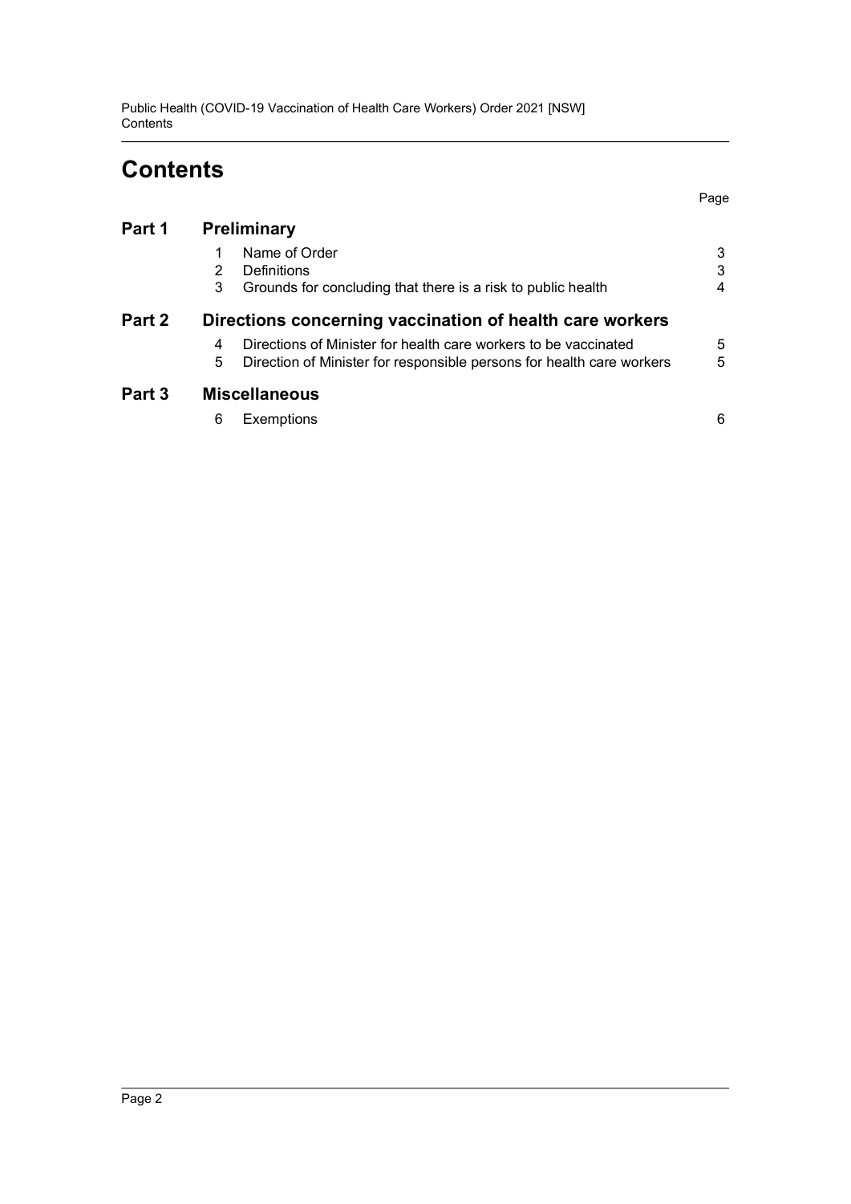# Contents

| | | | Page |
|---|---|---|---|
| **Part 1** | **Preliminary** | | |
| | 1 | Name of Order | 3 |
| | 2 | Definitions | 3 |
| | 3 | Grounds for concluding that there is a risk to public health | 4 |
| **Part 2** | **Directions concerning vaccination of health care workers** | | |
| | 4 | Directions of Minister for health care workers to be vaccinated | 5 |
| | 5 | Direction of Minister for responsible persons for health care workers | 5 |
| **Part 3** | **Miscellaneous** | | |
| | 6 | Exemptions | 6 |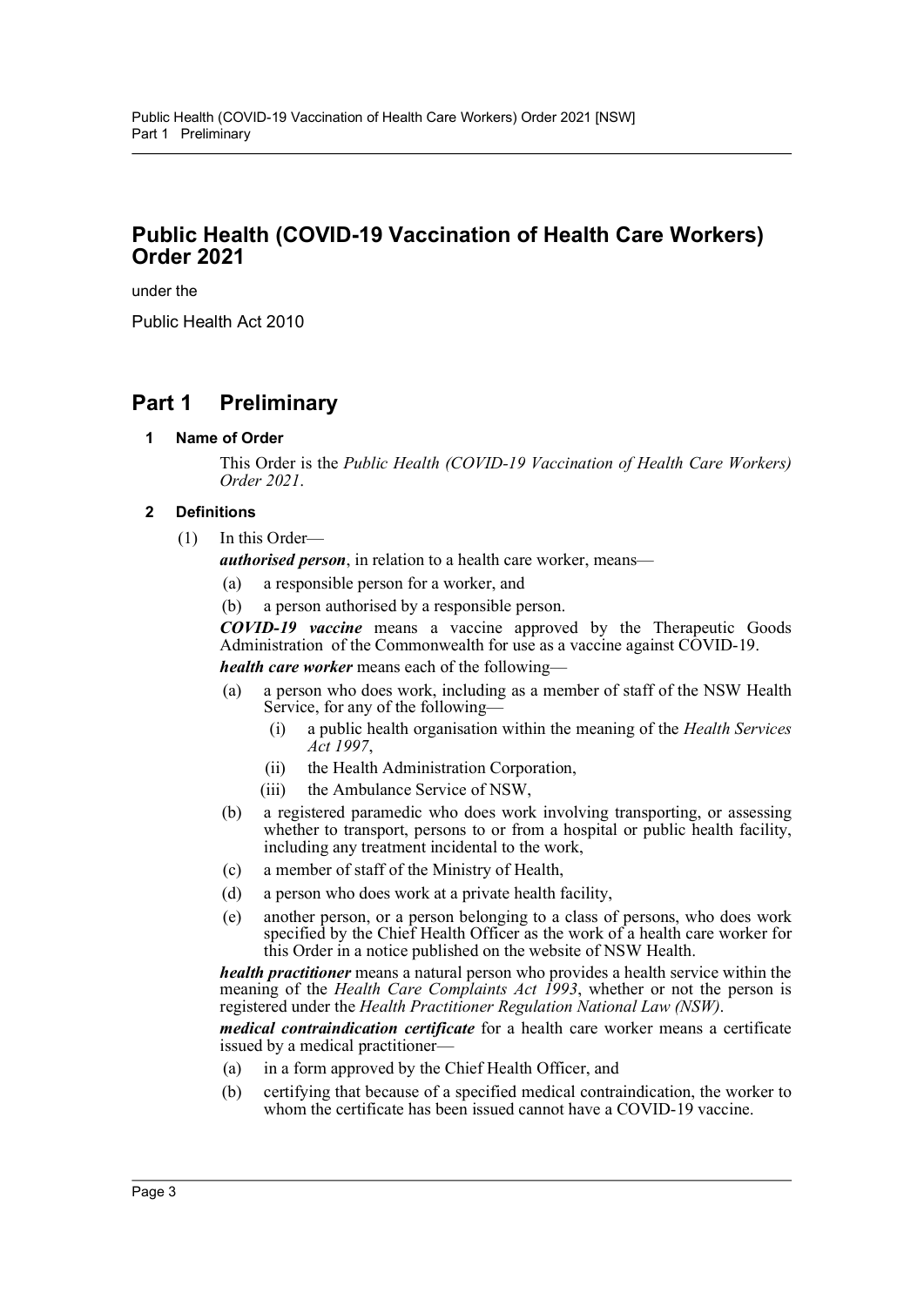# Public Health (COVID-19 Vaccination of Health Care Workers) Order 2021

under the

Public Health Act 2010

## Part 1 Preliminary

### 1 Name of Order

This Order is the *Public Health (COVID-19 Vaccination of Health Care Workers) Order 2021*.

### 2 Definitions

(1) In this Order—

***authorised person***, in relation to a health care worker, means—

- (a) a responsible person for a worker, and
- (b) a person authorised by a responsible person.

***COVID-19 vaccine*** means a vaccine approved by the Therapeutic Goods Administration of the Commonwealth for use as a vaccine against COVID-19.

***health care worker*** means each of the following—

- (a) a person who does work, including as a member of staff of the NSW Health Service, for any of the following—
  - (i) a public health organisation within the meaning of the *Health Services Act 1997*,
  - (ii) the Health Administration Corporation,
  - (iii) the Ambulance Service of NSW,
- (b) a registered paramedic who does work involving transporting, or assessing whether to transport, persons to or from a hospital or public health facility, including any treatment incidental to the work,
- (c) a member of staff of the Ministry of Health,
- (d) a person who does work at a private health facility,
- (e) another person, or a person belonging to a class of persons, who does work specified by the Chief Health Officer as the work of a health care worker for this Order in a notice published on the website of NSW Health.

***health practitioner*** means a natural person who provides a health service within the meaning of the *Health Care Complaints Act 1993*, whether or not the person is registered under the *Health Practitioner Regulation National Law (NSW)*.

***medical contraindication certificate*** for a health care worker means a certificate issued by a medical practitioner—

- (a) in a form approved by the Chief Health Officer, and
- (b) certifying that because of a specified medical contraindication, the worker to whom the certificate has been issued cannot have a COVID-19 vaccine.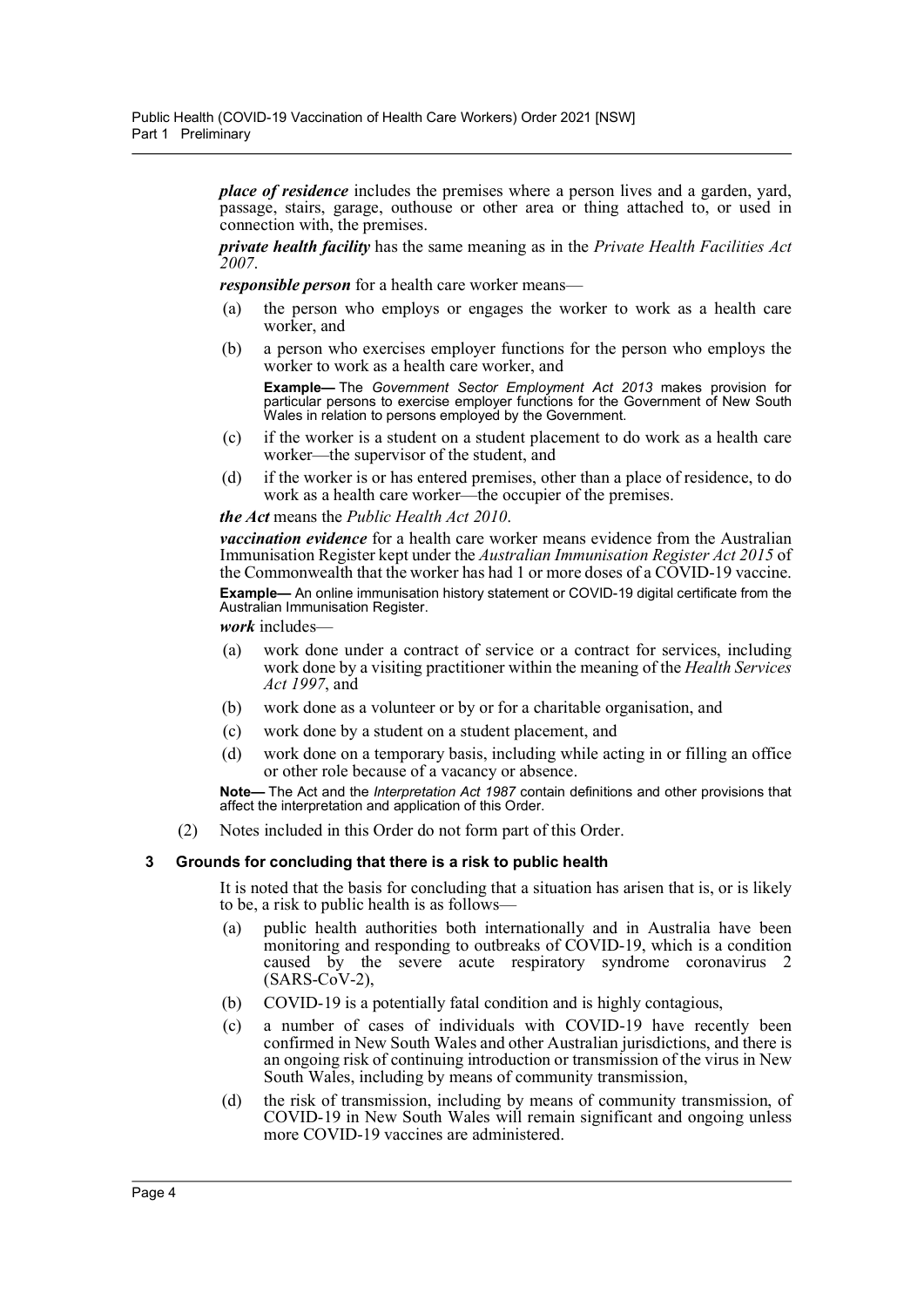***place of residence*** includes the premises where a person lives and a garden, yard, passage, stairs, garage, outhouse or other area or thing attached to, or used in connection with, the premises.

***private health facility*** has the same meaning as in the *Private Health Facilities Act 2007*.

***responsible person*** for a health care worker means—

- (a) the person who employs or engages the worker to work as a health care worker, and
- (b) a person who exercises employer functions for the person who employs the worker to work as a health care worker, and

  **Example—** The *Government Sector Employment Act 2013* makes provision for particular persons to exercise employer functions for the Government of New South Wales in relation to persons employed by the Government.

- (c) if the worker is a student on a student placement to do work as a health care worker—the supervisor of the student, and
- (d) if the worker is or has entered premises, other than a place of residence, to do work as a health care worker—the occupier of the premises.

***the Act*** means the *Public Health Act 2010*.

***vaccination evidence*** for a health care worker means evidence from the Australian Immunisation Register kept under the *Australian Immunisation Register Act 2015* of the Commonwealth that the worker has had 1 or more doses of a COVID-19 vaccine.

**Example—** An online immunisation history statement or COVID-19 digital certificate from the Australian Immunisation Register.

***work*** includes—

- (a) work done under a contract of service or a contract for services, including work done by a visiting practitioner within the meaning of the *Health Services Act 1997*, and
- (b) work done as a volunteer or by or for a charitable organisation, and
- (c) work done by a student on a student placement, and
- (d) work done on a temporary basis, including while acting in or filling an office or other role because of a vacancy or absence.

**Note—** The Act and the *Interpretation Act 1987* contain definitions and other provisions that affect the interpretation and application of this Order.

(2) Notes included in this Order do not form part of this Order.

### 3 Grounds for concluding that there is a risk to public health

It is noted that the basis for concluding that a situation has arisen that is, or is likely to be, a risk to public health is as follows—

- (a) public health authorities both internationally and in Australia have been monitoring and responding to outbreaks of COVID-19, which is a condition caused by the severe acute respiratory syndrome coronavirus 2 (SARS-CoV-2),
- (b) COVID-19 is a potentially fatal condition and is highly contagious,
- (c) a number of cases of individuals with COVID-19 have recently been confirmed in New South Wales and other Australian jurisdictions, and there is an ongoing risk of continuing introduction or transmission of the virus in New South Wales, including by means of community transmission,
- (d) the risk of transmission, including by means of community transmission, of COVID-19 in New South Wales will remain significant and ongoing unless more COVID-19 vaccines are administered.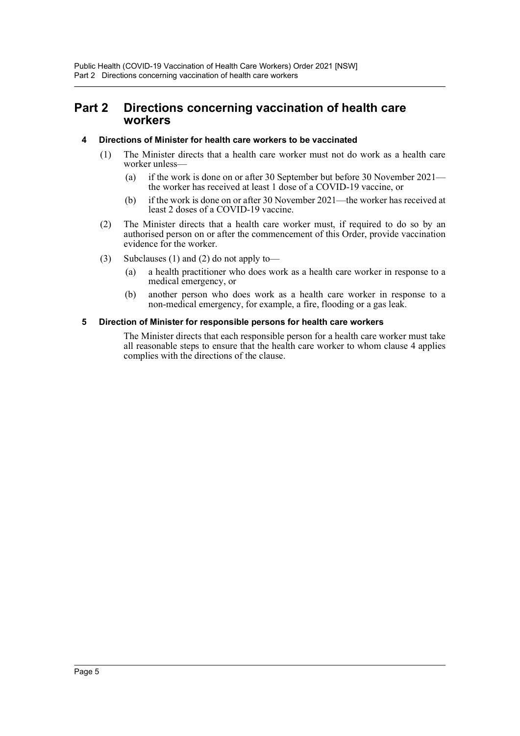# Part 2 Directions concerning vaccination of health care workers

### 4 Directions of Minister for health care workers to be vaccinated

(1) The Minister directs that a health care worker must not do work as a health care worker unless—

- (a) if the work is done on or after 30 September but before 30 November 2021—the worker has received at least 1 dose of a COVID-19 vaccine, or
- (b) if the work is done on or after 30 November 2021—the worker has received at least 2 doses of a COVID-19 vaccine.

(2) The Minister directs that a health care worker must, if required to do so by an authorised person on or after the commencement of this Order, provide vaccination evidence for the worker.

(3) Subclauses (1) and (2) do not apply to—

- (a) a health practitioner who does work as a health care worker in response to a medical emergency, or
- (b) another person who does work as a health care worker in response to a non-medical emergency, for example, a fire, flooding or a gas leak.

### 5 Direction of Minister for responsible persons for health care workers

The Minister directs that each responsible person for a health care worker must take all reasonable steps to ensure that the health care worker to whom clause 4 applies complies with the directions of the clause.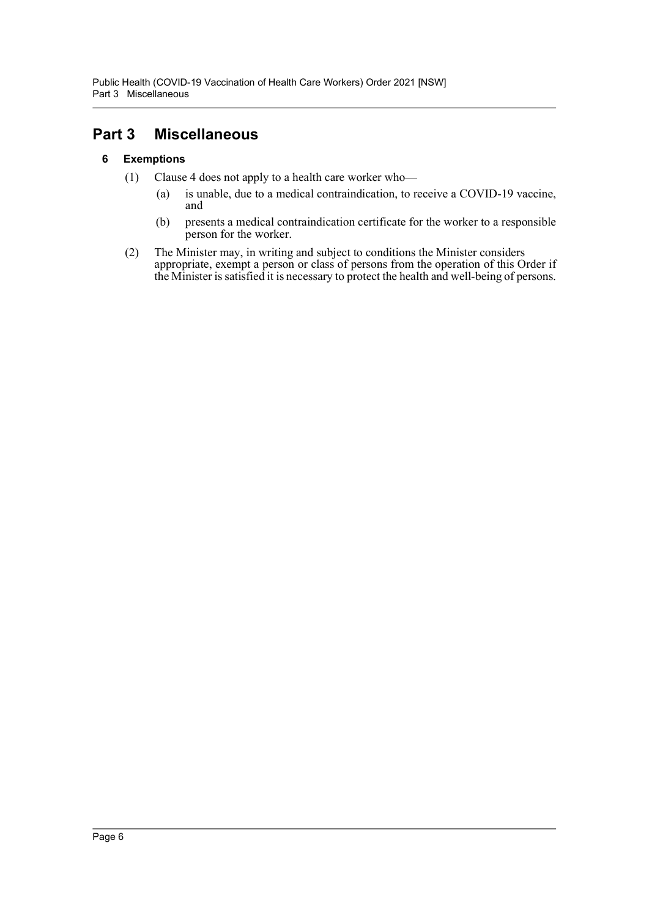## Part 3 Miscellaneous

### 6 Exemptions

(1) Clause 4 does not apply to a health care worker who—

(a) is unable, due to a medical contraindication, to receive a COVID-19 vaccine, and

(b) presents a medical contraindication certificate for the worker to a responsible person for the worker.

(2) The Minister may, in writing and subject to conditions the Minister considers appropriate, exempt a person or class of persons from the operation of this Order if the Minister is satisfied it is necessary to protect the health and well-being of persons.